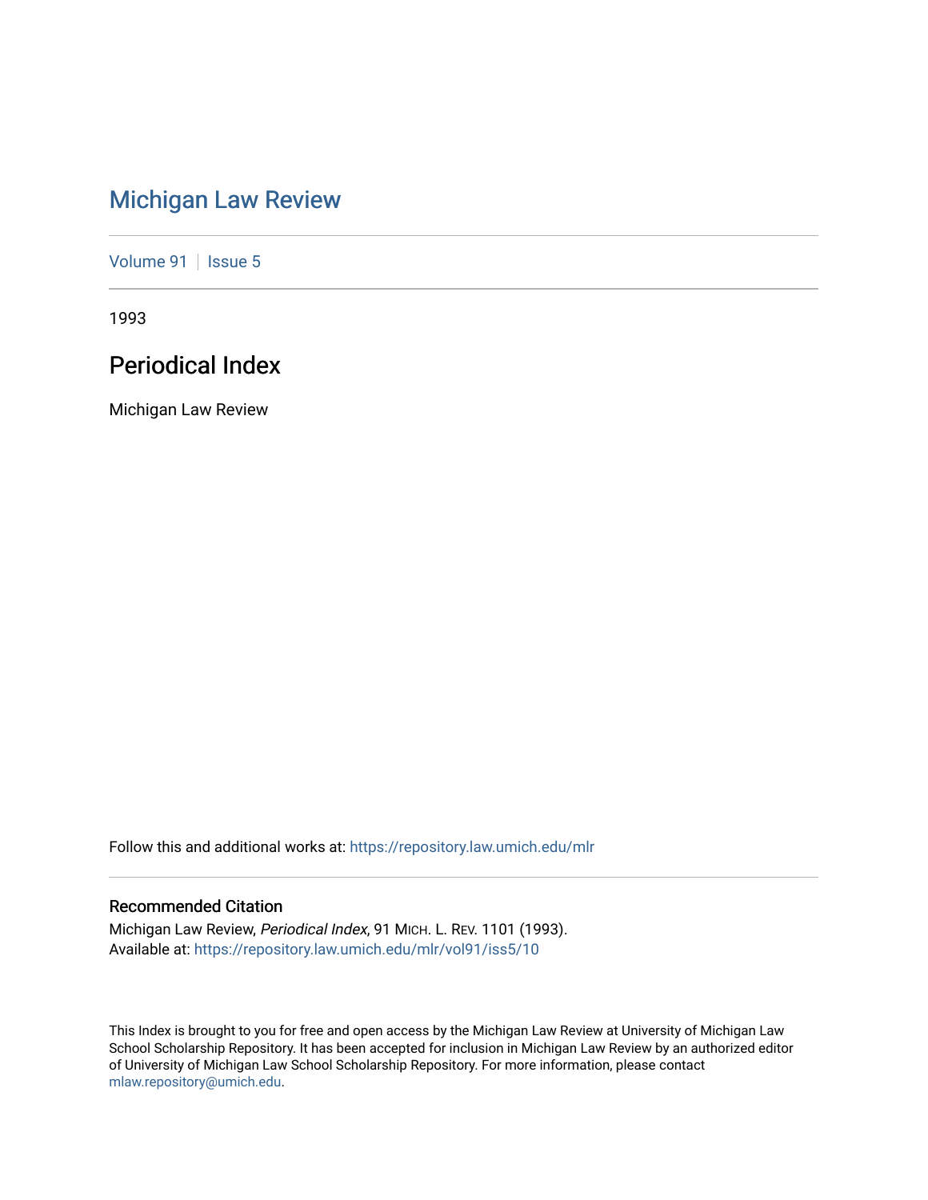# Michigan Law Review

Volume 91 | Issue 5

1993

## Periodical Index

Michigan Law Review

Follow this and additional works at: https://repository.law.umich.edu/mlr

### Recommended Citation

Michigan Law Review, *Periodical Index*, 91 MICH. L. REV. 1101 (1993).
Available at: https://repository.law.umich.edu/mlr/vol91/iss5/10

This Index is brought to you for free and open access by the Michigan Law Review at University of Michigan Law School Scholarship Repository. It has been accepted for inclusion in Michigan Law Review by an authorized editor of University of Michigan Law School Scholarship Repository. For more information, please contact mlaw.repository@umich.edu.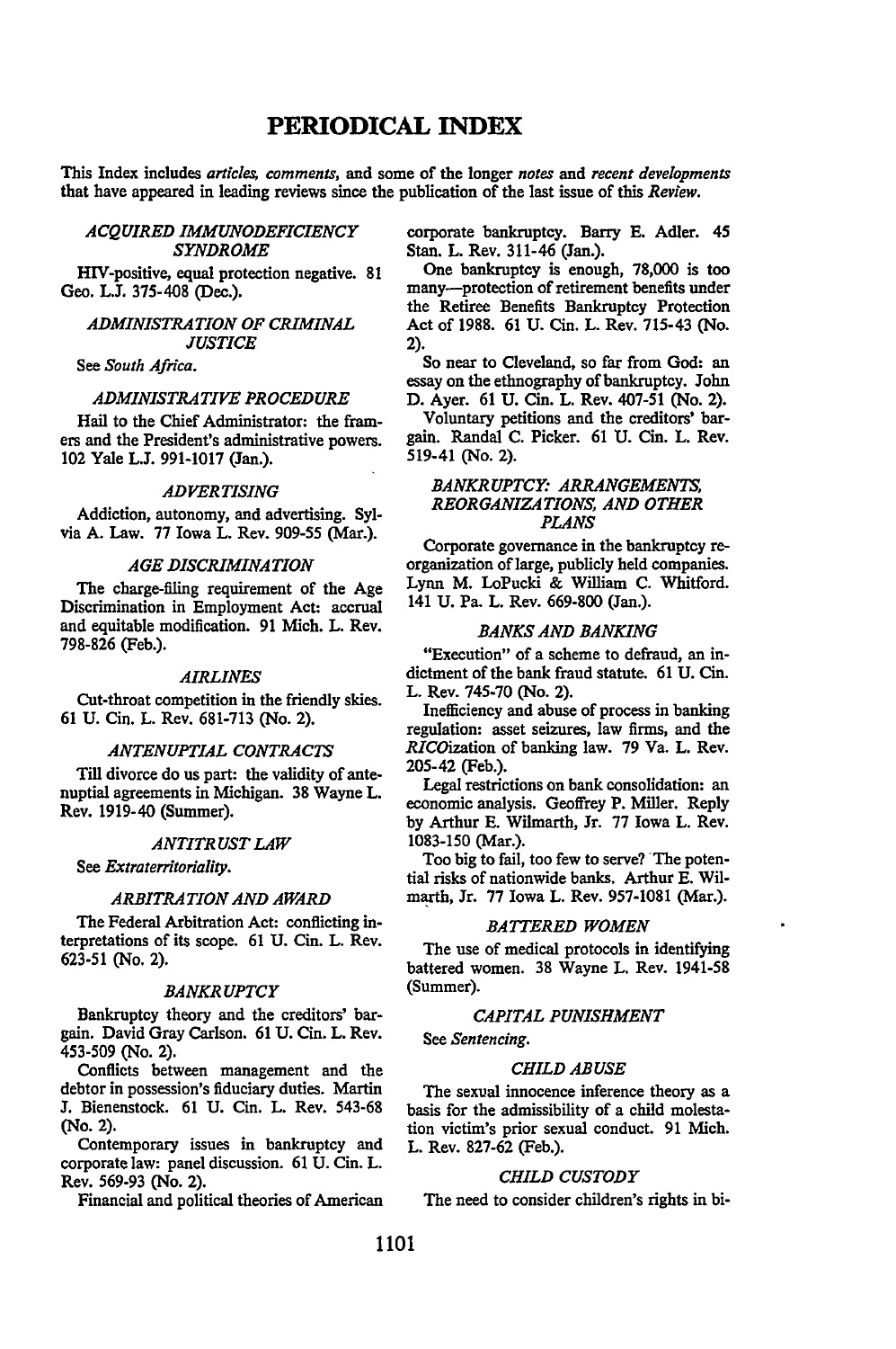# PERIODICAL INDEX

This Index includes *articles, comments*, and some of the longer *notes* and *recent developments* that have appeared in leading reviews since the publication of the last issue of this *Review*.

### *ACQUIRED IMMUNODEFICIENCY SYNDROME*

HIV-positive, equal protection negative. 81 Geo. L.J. 375-408 (Dec.).

### *ADMINISTRATION OF CRIMINAL JUSTICE*

See *South Africa*.

### *ADMINISTRATIVE PROCEDURE*

Hail to the Chief Administrator: the framers and the President's administrative powers. 102 Yale L.J. 991-1017 (Jan.).

### *ADVERTISING*

Addiction, autonomy, and advertising. Sylvia A. Law. 77 Iowa L. Rev. 909-55 (Mar.).

### *AGE DISCRIMINATION*

The charge-filing requirement of the Age Discrimination in Employment Act: accrual and equitable modification. 91 Mich. L. Rev. 798-826 (Feb.).

### *AIRLINES*

Cut-throat competition in the friendly skies. 61 U. Cin. L. Rev. 681-713 (No. 2).

### *ANTENUPTIAL CONTRACTS*

Till divorce do us part: the validity of antenuptial agreements in Michigan. 38 Wayne L. Rev. 1919-40 (Summer).

### *ANTITRUST LAW*

See *Extraterritoriality*.

### *ARBITRATION AND AWARD*

The Federal Arbitration Act: conflicting interpretations of its scope. 61 U. Cin. L. Rev. 623-51 (No. 2).

### *BANKRUPTCY*

Bankruptcy theory and the creditors' bargain. David Gray Carlson. 61 U. Cin. L. Rev. 453-509 (No. 2).

Conflicts between management and the debtor in possession's fiduciary duties. Martin J. Bienenstock. 61 U. Cin. L. Rev. 543-68 (No. 2).

Contemporary issues in bankruptcy and corporate law: panel discussion. 61 U. Cin. L. Rev. 569-93 (No. 2).

Financial and political theories of American corporate bankruptcy. Barry E. Adler. 45 Stan. L. Rev. 311-46 (Jan.).

One bankruptcy is enough, 78,000 is too many—protection of retirement benefits under the Retiree Benefits Bankruptcy Protection Act of 1988. 61 U. Cin. L. Rev. 715-43 (No. 2).

So near to Cleveland, so far from God: an essay on the ethnography of bankruptcy. John D. Ayer. 61 U. Cin. L. Rev. 407-51 (No. 2).

Voluntary petitions and the creditors' bargain. Randal C. Picker. 61 U. Cin. L. Rev. 519-41 (No. 2).

### *BANKRUPTCY: ARRANGEMENTS, REORGANIZATIONS, AND OTHER PLANS*

Corporate governance in the bankruptcy reorganization of large, publicly held companies. Lynn M. LoPucki & William C. Whitford. 141 U. Pa. L. Rev. 669-800 (Jan.).

### *BANKS AND BANKING*

"Execution" of a scheme to defraud, an indictment of the bank fraud statute. 61 U. Cin. L. Rev. 745-70 (No. 2).

Inefficiency and abuse of process in banking regulation: asset seizures, law firms, and the *RICO*ization of banking law. 79 Va. L. Rev. 205-42 (Feb.).

Legal restrictions on bank consolidation: an economic analysis. Geoffrey P. Miller. Reply by Arthur E. Wilmarth, Jr. 77 Iowa L. Rev. 1083-150 (Mar.).

Too big to fail, too few to serve? The potential risks of nationwide banks. Arthur E. Wilmarth, Jr. 77 Iowa L. Rev. 957-1081 (Mar.).

### *BATTERED WOMEN*

The use of medical protocols in identifying battered women. 38 Wayne L. Rev. 1941-58 (Summer).

### *CAPITAL PUNISHMENT*

See *Sentencing*.

### *CHILD ABUSE*

The sexual innocence inference theory as a basis for the admissibility of a child molestation victim's prior sexual conduct. 91 Mich. L. Rev. 827-62 (Feb.).

### *CHILD CUSTODY*

The need to consider children's rights in bi-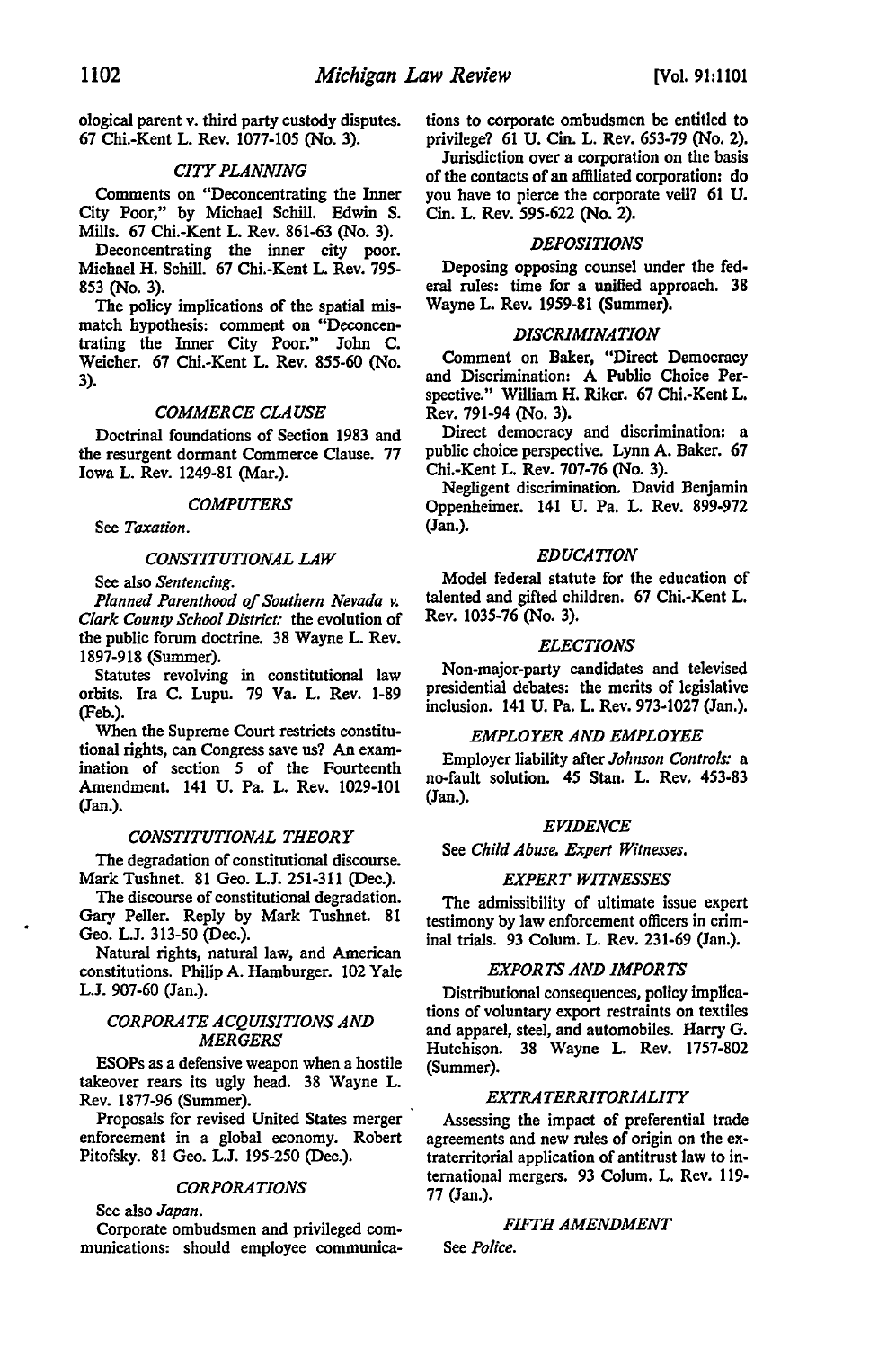ological parent v. third party custody disputes. 67 Chi.-Kent L. Rev. 1077-105 (No. 3).

### *CITY PLANNING*

Comments on "Deconcentrating the Inner City Poor," by Michael Schill. Edwin S. Mills. 67 Chi.-Kent L. Rev. 861-63 (No. 3).

Deconcentrating the inner city poor. Michael H. Schill. 67 Chi.-Kent L. Rev. 795-853 (No. 3).

The policy implications of the spatial mismatch hypothesis: comment on "Deconcentrating the Inner City Poor." John C. Weicher. 67 Chi.-Kent L. Rev. 855-60 (No. 3).

### *COMMERCE CLAUSE*

Doctrinal foundations of Section 1983 and the resurgent dormant Commerce Clause. 77 Iowa L. Rev. 1249-81 (Mar.).

### *COMPUTERS*

See *Taxation*.

### *CONSTITUTIONAL LAW*

See also *Sentencing*.

*Planned Parenthood of Southern Nevada v. Clark County School District:* the evolution of the public forum doctrine. 38 Wayne L. Rev. 1897-918 (Summer).

Statutes revolving in constitutional law orbits. Ira C. Lupu. 79 Va. L. Rev. 1-89 (Feb.).

When the Supreme Court restricts constitutional rights, can Congress save us? An examination of section 5 of the Fourteenth Amendment. 141 U. Pa. L. Rev. 1029-101 (Jan.).

### *CONSTITUTIONAL THEORY*

The degradation of constitutional discourse. Mark Tushnet. 81 Geo. L.J. 251-311 (Dec.).

The discourse of constitutional degradation. Gary Peller. Reply by Mark Tushnet. 81 Geo. L.J. 313-50 (Dec.).

Natural rights, natural law, and American constitutions. Philip A. Hamburger. 102 Yale L.J. 907-60 (Jan.).

### *CORPORATE ACQUISITIONS AND MERGERS*

ESOPs as a defensive weapon when a hostile takeover rears its ugly head. 38 Wayne L. Rev. 1877-96 (Summer).

Proposals for revised United States merger enforcement in a global economy. Robert Pitofsky. 81 Geo. L.J. 195-250 (Dec.).

### *CORPORATIONS*

See also *Japan*.

Corporate ombudsmen and privileged communications: should employee communications to corporate ombudsmen be entitled to privilege? 61 U. Cin. L. Rev. 653-79 (No. 2).

Jurisdiction over a corporation on the basis of the contacts of an affiliated corporation: do you have to pierce the corporate veil? 61 U. Cin. L. Rev. 595-622 (No. 2).

### *DEPOSITIONS*

Deposing opposing counsel under the federal rules: time for a unified approach. 38 Wayne L. Rev. 1959-81 (Summer).

### *DISCRIMINATION*

Comment on Baker, "Direct Democracy and Discrimination: A Public Choice Perspective." William H. Riker. 67 Chi.-Kent L. Rev. 791-94 (No. 3).

Direct democracy and discrimination: a public choice perspective. Lynn A. Baker. 67 Chi.-Kent L. Rev. 707-76 (No. 3).

Negligent discrimination. David Benjamin Oppenheimer. 141 U. Pa. L. Rev. 899-972 (Jan.).

### *EDUCATION*

Model federal statute for the education of talented and gifted children. 67 Chi.-Kent L. Rev. 1035-76 (No. 3).

### *ELECTIONS*

Non-major-party candidates and televised presidential debates: the merits of legislative inclusion. 141 U. Pa. L. Rev. 973-1027 (Jan.).

### *EMPLOYER AND EMPLOYEE*

Employer liability after *Johnson Controls:* a no-fault solution. 45 Stan. L. Rev. 453-83 (Jan.).

### *EVIDENCE*

See *Child Abuse, Expert Witnesses*.

### *EXPERT WITNESSES*

The admissibility of ultimate issue expert testimony by law enforcement officers in criminal trials. 93 Colum. L. Rev. 231-69 (Jan.).

### *EXPORTS AND IMPORTS*

Distributional consequences, policy implications of voluntary export restraints on textiles and apparel, steel, and automobiles. Harry G. Hutchison. 38 Wayne L. Rev. 1757-802 (Summer).

### *EXTRATERRITORIALITY*

Assessing the impact of preferential trade agreements and new rules of origin on the extraterritorial application of antitrust law to international mergers. 93 Colum. L. Rev. 119-77 (Jan.).

### *FIFTH AMENDMENT*

See *Police*.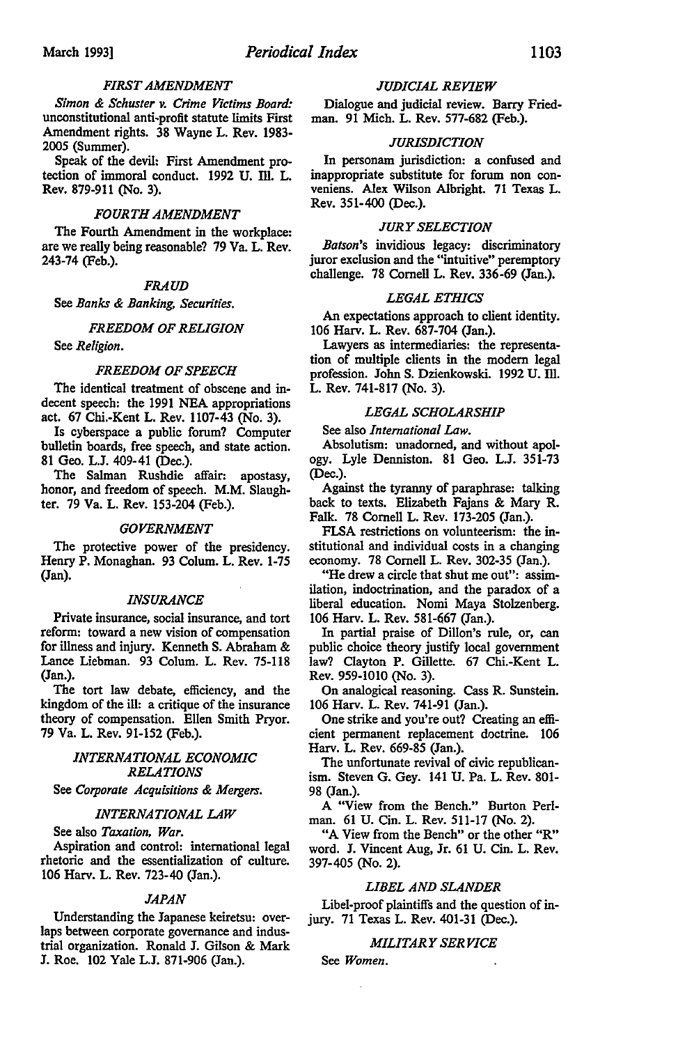### *FIRST AMENDMENT*

*Simon & Schuster v. Crime Victims Board:* unconstitutional anti-profit statute limits First Amendment rights. 38 Wayne L. Rev. 1983-2005 (Summer).

Speak of the devil: First Amendment protection of immoral conduct. 1992 U. Ill. L. Rev. 879-911 (No. 3).

### *FOURTH AMENDMENT*

The Fourth Amendment in the workplace: are we really being reasonable? 79 Va. L. Rev. 243-74 (Feb.).

### *FRAUD*

See *Banks & Banking, Securities.*

### *FREEDOM OF RELIGION*

See *Religion.*

### *FREEDOM OF SPEECH*

The identical treatment of obscene and indecent speech: the 1991 NEA appropriations act. 67 Chi.-Kent L. Rev. 1107-43 (No. 3).

Is cyberspace a public forum? Computer bulletin boards, free speech, and state action. 81 Geo. L.J. 409-41 (Dec.).

The Salman Rushdie affair: apostasy, honor, and freedom of speech. M.M. Slaughter. 79 Va. L. Rev. 153-204 (Feb.).

### *GOVERNMENT*

The protective power of the presidency. Henry P. Monaghan. 93 Colum. L. Rev. 1-75 (Jan).

### *INSURANCE*

Private insurance, social insurance, and tort reform: toward a new vision of compensation for illness and injury. Kenneth S. Abraham & Lance Liebman. 93 Colum. L. Rev. 75-118 (Jan.).

The tort law debate, efficiency, and the kingdom of the ill: a critique of the insurance theory of compensation. Ellen Smith Pryor. 79 Va. L. Rev. 91-152 (Feb.).

### *INTERNATIONAL ECONOMIC RELATIONS*

See *Corporate Acquisitions & Mergers.*

### *INTERNATIONAL LAW*

See also *Taxation, War.*

Aspiration and control: international legal rhetoric and the essentialization of culture. 106 Harv. L. Rev. 723-40 (Jan.).

### *JAPAN*

Understanding the Japanese keiretsu: overlaps between corporate governance and industrial organization. Ronald J. Gilson & Mark J. Roe. 102 Yale L.J. 871-906 (Jan.).

### *JUDICIAL REVIEW*

Dialogue and judicial review. Barry Friedman. 91 Mich. L. Rev. 577-682 (Feb.).

### *JURISDICTION*

In personam jurisdiction: a confused and inappropriate substitute for forum non conveniens. Alex Wilson Albright. 71 Texas L. Rev. 351-400 (Dec.).

### *JURY SELECTION*

*Batson*'s invidious legacy: discriminatory juror exclusion and the "intuitive" peremptory challenge. 78 Cornell L. Rev. 336-69 (Jan.).

### *LEGAL ETHICS*

An expectations approach to client identity. 106 Harv. L. Rev. 687-704 (Jan.).

Lawyers as intermediaries: the representation of multiple clients in the modern legal profession. John S. Dzienkowski. 1992 U. Ill. L. Rev. 741-817 (No. 3).

### *LEGAL SCHOLARSHIP*

See also *International Law.*

Absolutism: unadorned, and without apology. Lyle Denniston. 81 Geo. L.J. 351-73 (Dec.).

Against the tyranny of paraphrase: talking back to texts. Elizabeth Fajans & Mary R. Falk. 78 Cornell L. Rev. 173-205 (Jan.).

FLSA restrictions on volunteerism: the institutional and individual costs in a changing economy. 78 Cornell L. Rev. 302-35 (Jan.).

"He drew a circle that shut me out": assimilation, indoctrination, and the paradox of a liberal education. Nomi Maya Stolzenberg. 106 Harv. L. Rev. 581-667 (Jan.).

In partial praise of Dillon's rule, or, can public choice theory justify local government law? Clayton P. Gillette. 67 Chi.-Kent L. Rev. 959-1010 (No. 3).

On analogical reasoning. Cass R. Sunstein. 106 Harv. L. Rev. 741-91 (Jan.).

One strike and you're out? Creating an efficient permanent replacement doctrine. 106 Harv. L. Rev. 669-85 (Jan.).

The unfortunate revival of civic republicanism. Steven G. Gey. 141 U. Pa. L. Rev. 801-98 (Jan.).

A "View from the Bench." Burton Perlman. 61 U. Cin. L. Rev. 511-17 (No. 2).

"A View from the Bench" or the other "R" word. J. Vincent Aug, Jr. 61 U. Cin. L. Rev. 397-405 (No. 2).

### *LIBEL AND SLANDER*

Libel-proof plaintiffs and the question of injury. 71 Texas L. Rev. 401-31 (Dec.).

### *MILITARY SERVICE*

See *Women.*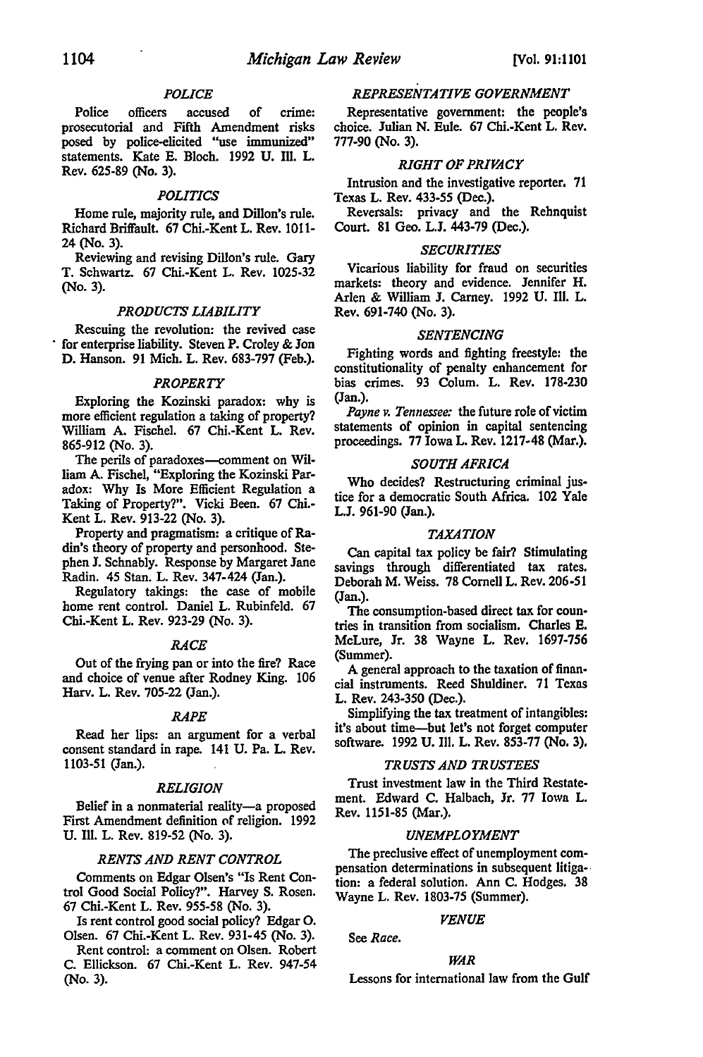### POLICE

Police officers accused of crime: prosecutorial and Fifth Amendment risks posed by police-elicited "use immunized" statements. Kate E. Bloch. 1992 U. Ill. L. Rev. 625-89 (No. 3).

### POLITICS

Home rule, majority rule, and Dillon's rule. Richard Briffault. 67 Chi.-Kent L. Rev. 1011-24 (No. 3).

Reviewing and revising Dillon's rule. Gary T. Schwartz. 67 Chi.-Kent L. Rev. 1025-32 (No. 3).

### PRODUCTS LIABILITY

Rescuing the revolution: the revived case for enterprise liability. Steven P. Croley & Jon D. Hanson. 91 Mich. L. Rev. 683-797 (Feb.).

### PROPERTY

Exploring the Kozinski paradox: why is more efficient regulation a taking of property? William A. Fischel. 67 Chi.-Kent L. Rev. 865-912 (No. 3).

The perils of paradoxes—comment on William A. Fischel, "Exploring the Kozinski Paradox: Why Is More Efficient Regulation a Taking of Property?". Vicki Been. 67 Chi.-Kent L. Rev. 913-22 (No. 3).

Property and pragmatism: a critique of Radin's theory of property and personhood. Stephen J. Schnably. Response by Margaret Jane Radin. 45 Stan. L. Rev. 347-424 (Jan.).

Regulatory takings: the case of mobile home rent control. Daniel L. Rubinfeld. 67 Chi.-Kent L. Rev. 923-29 (No. 3).

### RACE

Out of the frying pan or into the fire? Race and choice of venue after Rodney King. 106 Harv. L. Rev. 705-22 (Jan.).

### RAPE

Read her lips: an argument for a verbal consent standard in rape. 141 U. Pa. L. Rev. 1103-51 (Jan.).

### RELIGION

Belief in a nonmaterial reality—a proposed First Amendment definition of religion. 1992 U. Ill. L. Rev. 819-52 (No. 3).

### RENTS AND RENT CONTROL

Comments on Edgar Olsen's "Is Rent Control Good Social Policy?". Harvey S. Rosen. 67 Chi.-Kent L. Rev. 955-58 (No. 3).

Is rent control good social policy? Edgar O. Olsen. 67 Chi.-Kent L. Rev. 931-45 (No. 3).

Rent control: a comment on Olsen. Robert C. Ellickson. 67 Chi.-Kent L. Rev. 947-54 (No. 3).

### REPRESENTATIVE GOVERNMENT

Representative government: the people's choice. Julian N. Eule. 67 Chi.-Kent L. Rev. 777-90 (No. 3).

### RIGHT OF PRIVACY

Intrusion and the investigative reporter. 71 Texas L. Rev. 433-55 (Dec.).

Reversals: privacy and the Rehnquist Court. 81 Geo. L.J. 443-79 (Dec.).

### SECURITIES

Vicarious liability for fraud on securities markets: theory and evidence. Jennifer H. Arlen & William J. Carney. 1992 U. Ill. L. Rev. 691-740 (No. 3).

### SENTENCING

Fighting words and fighting freestyle: the constitutionality of penalty enhancement for bias crimes. 93 Colum. L. Rev. 178-230 (Jan.).

*Payne v. Tennessee:* the future role of victim statements of opinion in capital sentencing proceedings. 77 Iowa L. Rev. 1217-48 (Mar.).

### SOUTH AFRICA

Who decides? Restructuring criminal justice for a democratic South Africa. 102 Yale L.J. 961-90 (Jan.).

### TAXATION

Can capital tax policy be fair? Stimulating savings through differentiated tax rates. Deborah M. Weiss. 78 Cornell L. Rev. 206-51 (Jan.).

The consumption-based direct tax for countries in transition from socialism. Charles E. McLure, Jr. 38 Wayne L. Rev. 1697-756 (Summer).

A general approach to the taxation of financial instruments. Reed Shuldiner. 71 Texas L. Rev. 243-350 (Dec.).

Simplifying the tax treatment of intangibles: it's about time—but let's not forget computer software. 1992 U. Ill. L. Rev. 853-77 (No. 3).

### TRUSTS AND TRUSTEES

Trust investment law in the Third Restatement. Edward C. Halbach, Jr. 77 Iowa L. Rev. 1151-85 (Mar.).

### UNEMPLOYMENT

The preclusive effect of unemployment compensation determinations in subsequent litigation: a federal solution. Ann C. Hodges. 38 Wayne L. Rev. 1803-75 (Summer).

### VENUE

See *Race.*

### WAR

Lessons for international law from the Gulf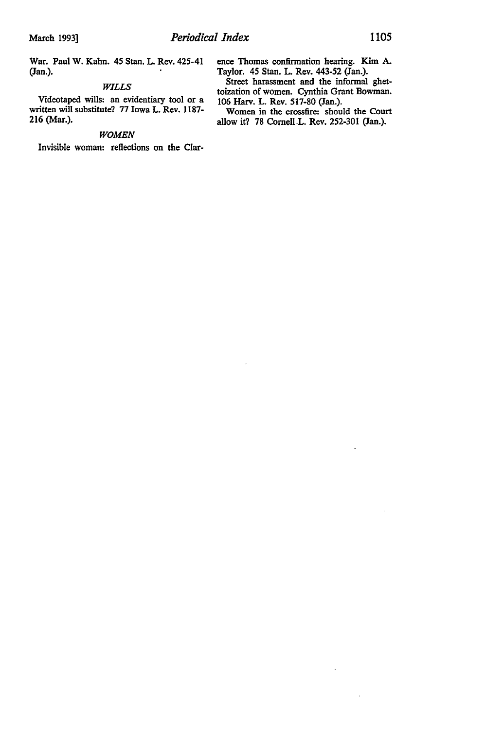War. Paul W. Kahn. 45 Stan. L. Rev. 425-41 (Jan.).

*WILLS*

Videotaped wills: an evidentiary tool or a written will substitute? 77 Iowa L. Rev. 1187-216 (Mar.).

*WOMEN*

Invisible woman: reflections on the Clarence Thomas confirmation hearing. Kim A. Taylor. 45 Stan. L. Rev. 443-52 (Jan.).

Street harassment and the informal ghettoization of women. Cynthia Grant Bowman. 106 Harv. L. Rev. 517-80 (Jan.).

Women in the crossfire: should the Court allow it? 78 Cornell L. Rev. 252-301 (Jan.).